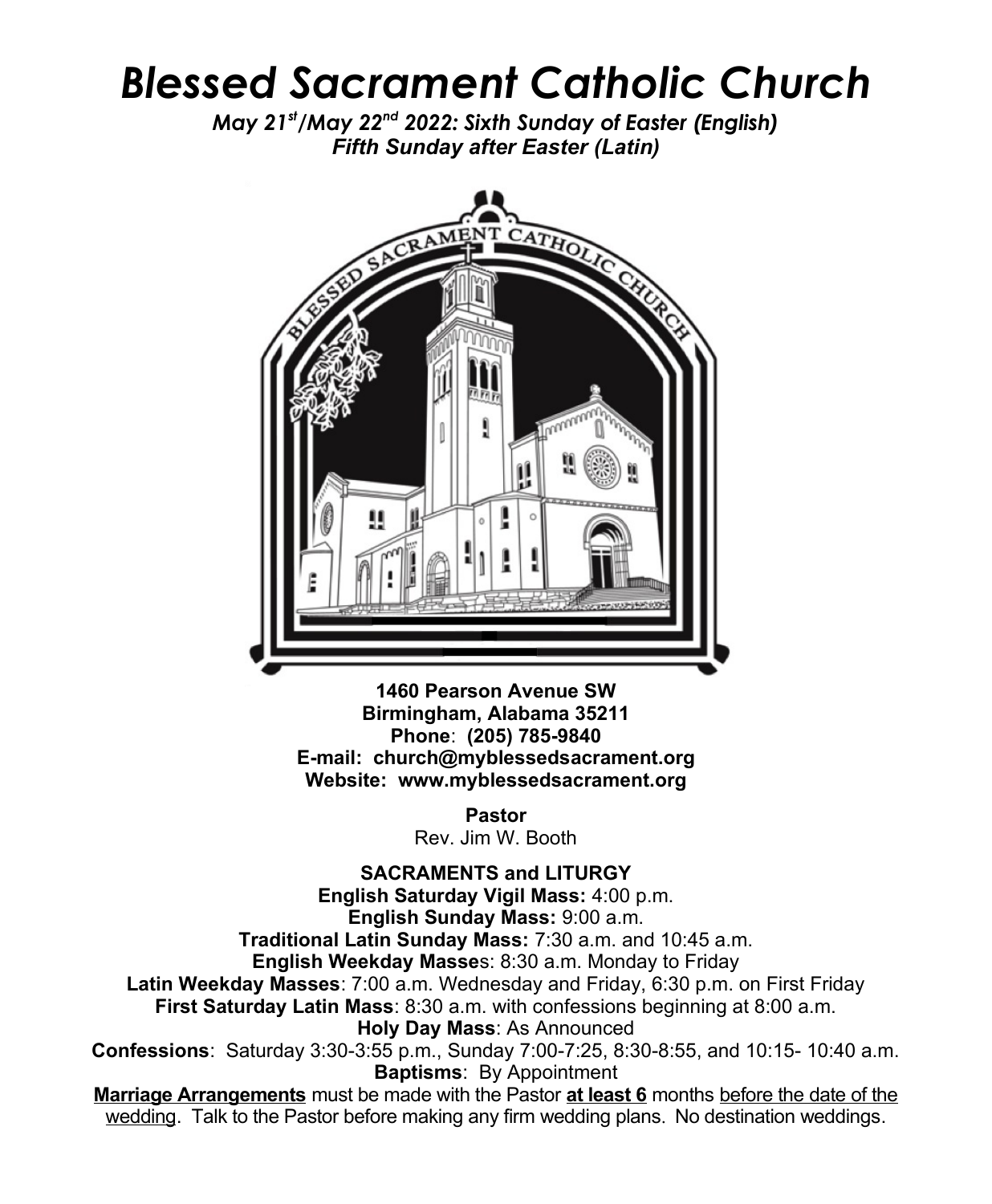# *Blessed Sacrament Catholic Church*

***May 21st/May 22nd 2022: Sixth Sunday of Easter (English)***
***Fifth Sunday after Easter (Latin)***

**1460 Pearson Avenue SW**
**Birmingham, Alabama 35211**
**Phone: (205) 785-9840**
**E-mail: church@myblessedsacrament.org**
**Website: www.myblessedsacrament.org**

**Pastor**
Rev. Jim W. Booth

**SACRAMENTS and LITURGY**

**English Saturday Vigil Mass:** 4:00 p.m.
**English Sunday Mass:** 9:00 a.m.
**Traditional Latin Sunday Mass:** 7:30 a.m. and 10:45 a.m.
**English Weekday Masses**: 8:30 a.m. Monday to Friday
**Latin Weekday Masses**: 7:00 a.m. Wednesday and Friday, 6:30 p.m. on First Friday
**First Saturday Latin Mass**: 8:30 a.m. with confessions beginning at 8:00 a.m.
**Holy Day Mass**: As Announced
**Confessions**: Saturday 3:30-3:55 p.m., Sunday 7:00-7:25, 8:30-8:55, and 10:15- 10:40 a.m.
**Baptisms**: By Appointment

**Marriage Arrangements** must be made with the Pastor **at least 6** months before the date of the wedding. Talk to the Pastor before making any firm wedding plans. No destination weddings.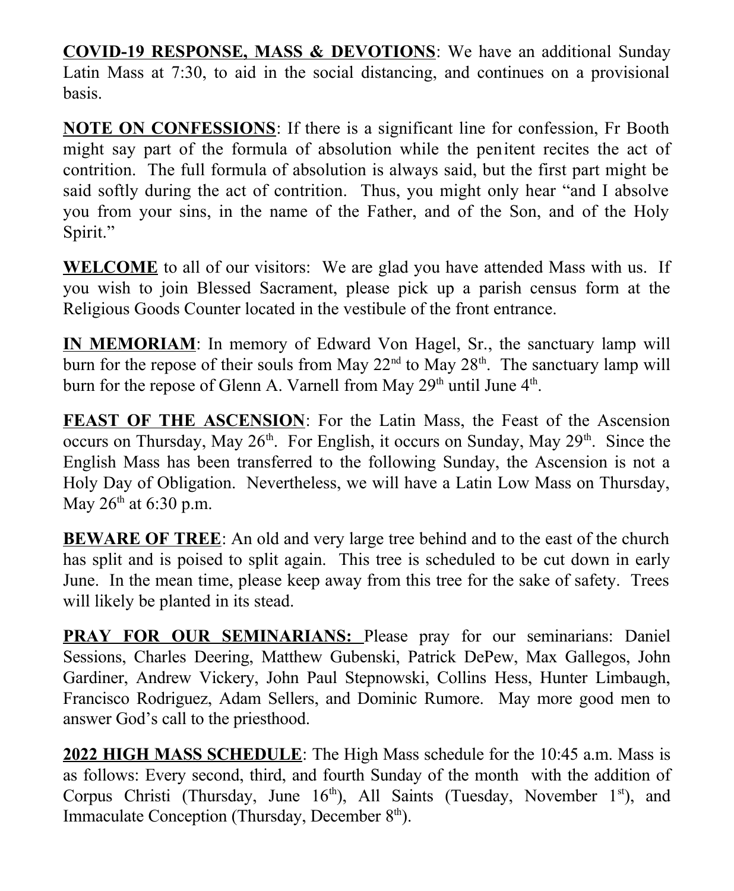**COVID-19 RESPONSE, MASS & DEVOTIONS**: We have an additional Sunday Latin Mass at 7:30, to aid in the social distancing, and continues on a provisional basis.

**NOTE ON CONFESSIONS**: If there is a significant line for confession, Fr Booth might say part of the formula of absolution while the penitent recites the act of contrition. The full formula of absolution is always said, but the first part might be said softly during the act of contrition. Thus, you might only hear "and I absolve you from your sins, in the name of the Father, and of the Son, and of the Holy Spirit."

**WELCOME** to all of our visitors: We are glad you have attended Mass with us. If you wish to join Blessed Sacrament, please pick up a parish census form at the Religious Goods Counter located in the vestibule of the front entrance.

**IN MEMORIAM**: In memory of Edward Von Hagel, Sr., the sanctuary lamp will burn for the repose of their souls from May 22nd to May 28th. The sanctuary lamp will burn for the repose of Glenn A. Varnell from May 29th until June 4th.

**FEAST OF THE ASCENSION**: For the Latin Mass, the Feast of the Ascension occurs on Thursday, May 26th. For English, it occurs on Sunday, May 29th. Since the English Mass has been transferred to the following Sunday, the Ascension is not a Holy Day of Obligation. Nevertheless, we will have a Latin Low Mass on Thursday, May 26th at 6:30 p.m.

**BEWARE OF TREE**: An old and very large tree behind and to the east of the church has split and is poised to split again. This tree is scheduled to be cut down in early June. In the mean time, please keep away from this tree for the sake of safety. Trees will likely be planted in its stead.

**PRAY FOR OUR SEMINARIANS:** Please pray for our seminarians: Daniel Sessions, Charles Deering, Matthew Gubenski, Patrick DePew, Max Gallegos, John Gardiner, Andrew Vickery, John Paul Stepnowski, Collins Hess, Hunter Limbaugh, Francisco Rodriguez, Adam Sellers, and Dominic Rumore. May more good men to answer God's call to the priesthood.

**2022 HIGH MASS SCHEDULE**: The High Mass schedule for the 10:45 a.m. Mass is as follows: Every second, third, and fourth Sunday of the month with the addition of Corpus Christi (Thursday, June 16th), All Saints (Tuesday, November 1st), and Immaculate Conception (Thursday, December 8th).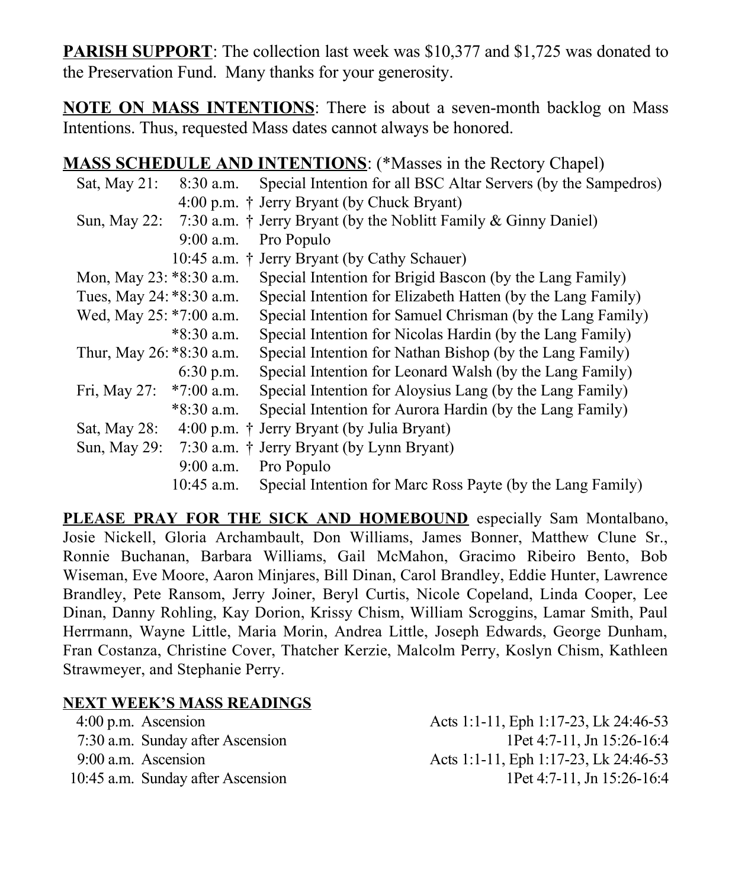**PARISH SUPPORT**: The collection last week was $10,377 and $1,725 was donated to the Preservation Fund. Many thanks for your generosity.

**NOTE ON MASS INTENTIONS**: There is about a seven-month backlog on Mass Intentions. Thus, requested Mass dates cannot always be honored.

**MASS SCHEDULE AND INTENTIONS**: (*Masses in the Rectory Chapel)

| Day | Time | Intention |
|---|---|---|
| Sat, May 21: | 8:30 a.m. | Special Intention for all BSC Altar Servers (by the Sampedros) |
| | 4:00 p.m. † | Jerry Bryant (by Chuck Bryant) |
| Sun, May 22: | 7:30 a.m. † | Jerry Bryant (by the Noblitt Family & Ginny Daniel) |
| | 9:00 a.m. | Pro Populo |
| | 10:45 a.m. † | Jerry Bryant (by Cathy Schauer) |
| Mon, May 23: | *8:30 a.m. | Special Intention for Brigid Bascon (by the Lang Family) |
| Tues, May 24: | *8:30 a.m. | Special Intention for Elizabeth Hatten (by the Lang Family) |
| Wed, May 25: | *7:00 a.m. | Special Intention for Samuel Chrisman (by the Lang Family) |
| | *8:30 a.m. | Special Intention for Nicolas Hardin (by the Lang Family) |
| Thur, May 26: | *8:30 a.m. | Special Intention for Nathan Bishop (by the Lang Family) |
| | 6:30 p.m. | Special Intention for Leonard Walsh (by the Lang Family) |
| Fri, May 27: | *7:00 a.m. | Special Intention for Aloysius Lang (by the Lang Family) |
| | *8:30 a.m. | Special Intention for Aurora Hardin (by the Lang Family) |
| Sat, May 28: | 4:00 p.m. † | Jerry Bryant (by Julia Bryant) |
| Sun, May 29: | 7:30 a.m. † | Jerry Bryant (by Lynn Bryant) |
| | 9:00 a.m. | Pro Populo |
| | 10:45 a.m. | Special Intention for Marc Ross Payte (by the Lang Family) |

**PLEASE PRAY FOR THE SICK AND HOMEBOUND** especially Sam Montalbano, Josie Nickell, Gloria Archambault, Don Williams, James Bonner, Matthew Clune Sr., Ronnie Buchanan, Barbara Williams, Gail McMahon, Gracimo Ribeiro Bento, Bob Wiseman, Eve Moore, Aaron Minjares, Bill Dinan, Carol Brandley, Eddie Hunter, Lawrence Brandley, Pete Ransom, Jerry Joiner, Beryl Curtis, Nicole Copeland, Linda Cooper, Lee Dinan, Danny Rohling, Kay Dorion, Krissy Chism, William Scroggins, Lamar Smith, Paul Herrmann, Wayne Little, Maria Morin, Andrea Little, Joseph Edwards, George Dunham, Fran Costanza, Christine Cover, Thatcher Kerzie, Malcolm Perry, Koslyn Chism, Kathleen Strawmeyer, and Stephanie Perry.

**NEXT WEEK'S MASS READINGS**

| Time | Mass | Readings |
|---|---|---|
| 4:00 p.m. | Ascension | Acts 1:1-11, Eph 1:17-23, Lk 24:46-53 |
| 7:30 a.m. | Sunday after Ascension | 1Pet 4:7-11, Jn 15:26-16:4 |
| 9:00 a.m. | Ascension | Acts 1:1-11, Eph 1:17-23, Lk 24:46-53 |
| 10:45 a.m. | Sunday after Ascension | 1Pet 4:7-11, Jn 15:26-16:4 |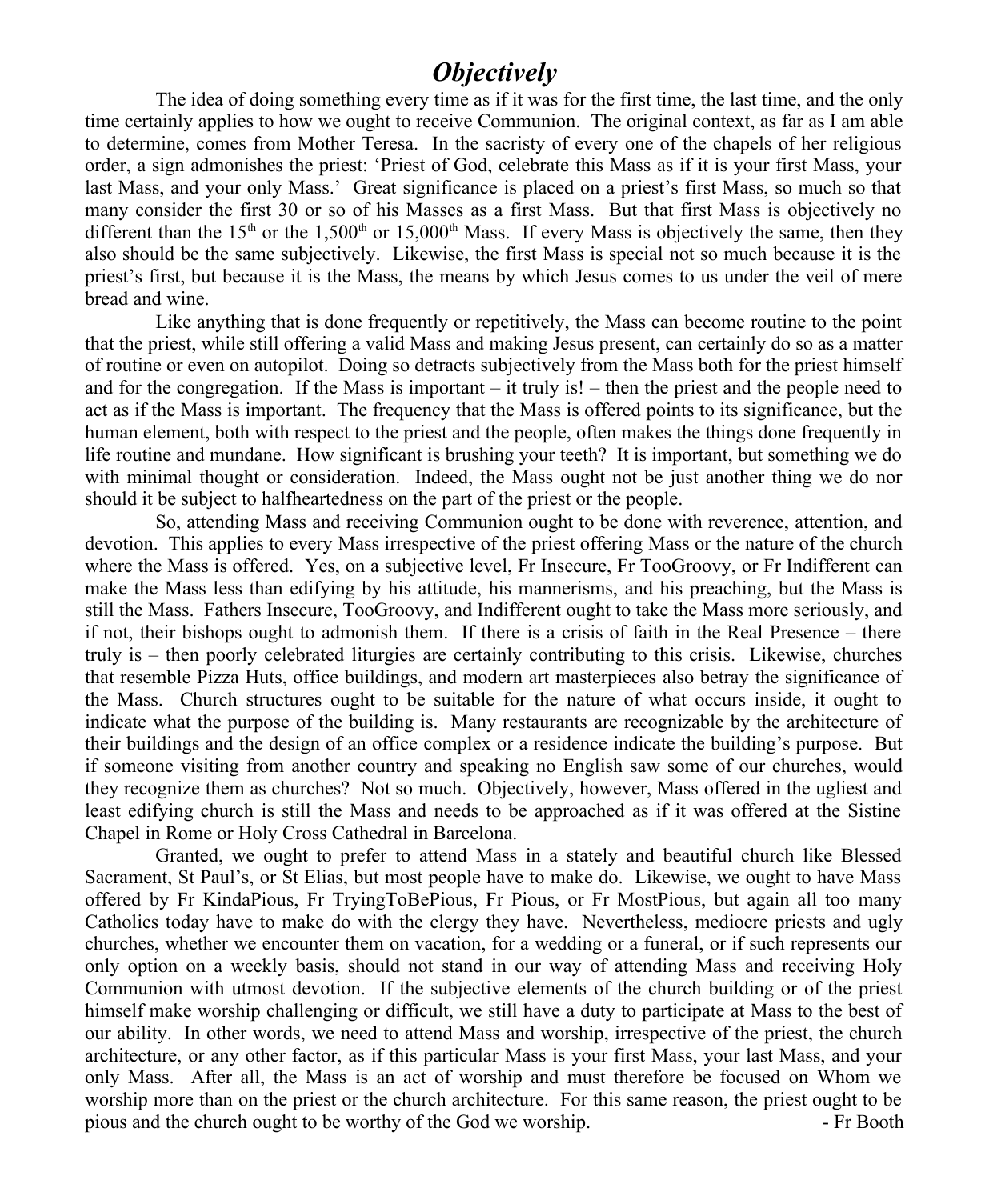# *Objectively*

The idea of doing something every time as if it was for the first time, the last time, and the only time certainly applies to how we ought to receive Communion. The original context, as far as I am able to determine, comes from Mother Teresa. In the sacristy of every one of the chapels of her religious order, a sign admonishes the priest: 'Priest of God, celebrate this Mass as if it is your first Mass, your last Mass, and your only Mass.' Great significance is placed on a priest's first Mass, so much so that many consider the first 30 or so of his Masses as a first Mass. But that first Mass is objectively no different than the 15th or the 1,500th or 15,000th Mass. If every Mass is objectively the same, then they also should be the same subjectively. Likewise, the first Mass is special not so much because it is the priest's first, but because it is the Mass, the means by which Jesus comes to us under the veil of mere bread and wine.

Like anything that is done frequently or repetitively, the Mass can become routine to the point that the priest, while still offering a valid Mass and making Jesus present, can certainly do so as a matter of routine or even on autopilot. Doing so detracts subjectively from the Mass both for the priest himself and for the congregation. If the Mass is important – it truly is! – then the priest and the people need to act as if the Mass is important. The frequency that the Mass is offered points to its significance, but the human element, both with respect to the priest and the people, often makes the things done frequently in life routine and mundane. How significant is brushing your teeth? It is important, but something we do with minimal thought or consideration. Indeed, the Mass ought not be just another thing we do nor should it be subject to halfheartedness on the part of the priest or the people.

So, attending Mass and receiving Communion ought to be done with reverence, attention, and devotion. This applies to every Mass irrespective of the priest offering Mass or the nature of the church where the Mass is offered. Yes, on a subjective level, Fr Insecure, Fr TooGroovy, or Fr Indifferent can make the Mass less than edifying by his attitude, his mannerisms, and his preaching, but the Mass is still the Mass. Fathers Insecure, TooGroovy, and Indifferent ought to take the Mass more seriously, and if not, their bishops ought to admonish them. If there is a crisis of faith in the Real Presence – there truly is – then poorly celebrated liturgies are certainly contributing to this crisis. Likewise, churches that resemble Pizza Huts, office buildings, and modern art masterpieces also betray the significance of the Mass. Church structures ought to be suitable for the nature of what occurs inside, it ought to indicate what the purpose of the building is. Many restaurants are recognizable by the architecture of their buildings and the design of an office complex or a residence indicate the building's purpose. But if someone visiting from another country and speaking no English saw some of our churches, would they recognize them as churches? Not so much. Objectively, however, Mass offered in the ugliest and least edifying church is still the Mass and needs to be approached as if it was offered at the Sistine Chapel in Rome or Holy Cross Cathedral in Barcelona.

Granted, we ought to prefer to attend Mass in a stately and beautiful church like Blessed Sacrament, St Paul's, or St Elias, but most people have to make do. Likewise, we ought to have Mass offered by Fr KindaPious, Fr TryingToBePious, Fr Pious, or Fr MostPious, but again all too many Catholics today have to make do with the clergy they have. Nevertheless, mediocre priests and ugly churches, whether we encounter them on vacation, for a wedding or a funeral, or if such represents our only option on a weekly basis, should not stand in our way of attending Mass and receiving Holy Communion with utmost devotion. If the subjective elements of the church building or of the priest himself make worship challenging or difficult, we still have a duty to participate at Mass to the best of our ability. In other words, we need to attend Mass and worship, irrespective of the priest, the church architecture, or any other factor, as if this particular Mass is your first Mass, your last Mass, and your only Mass. After all, the Mass is an act of worship and must therefore be focused on Whom we worship more than on the priest or the church architecture. For this same reason, the priest ought to be pious and the church ought to be worthy of the God we worship.

\- Fr Booth